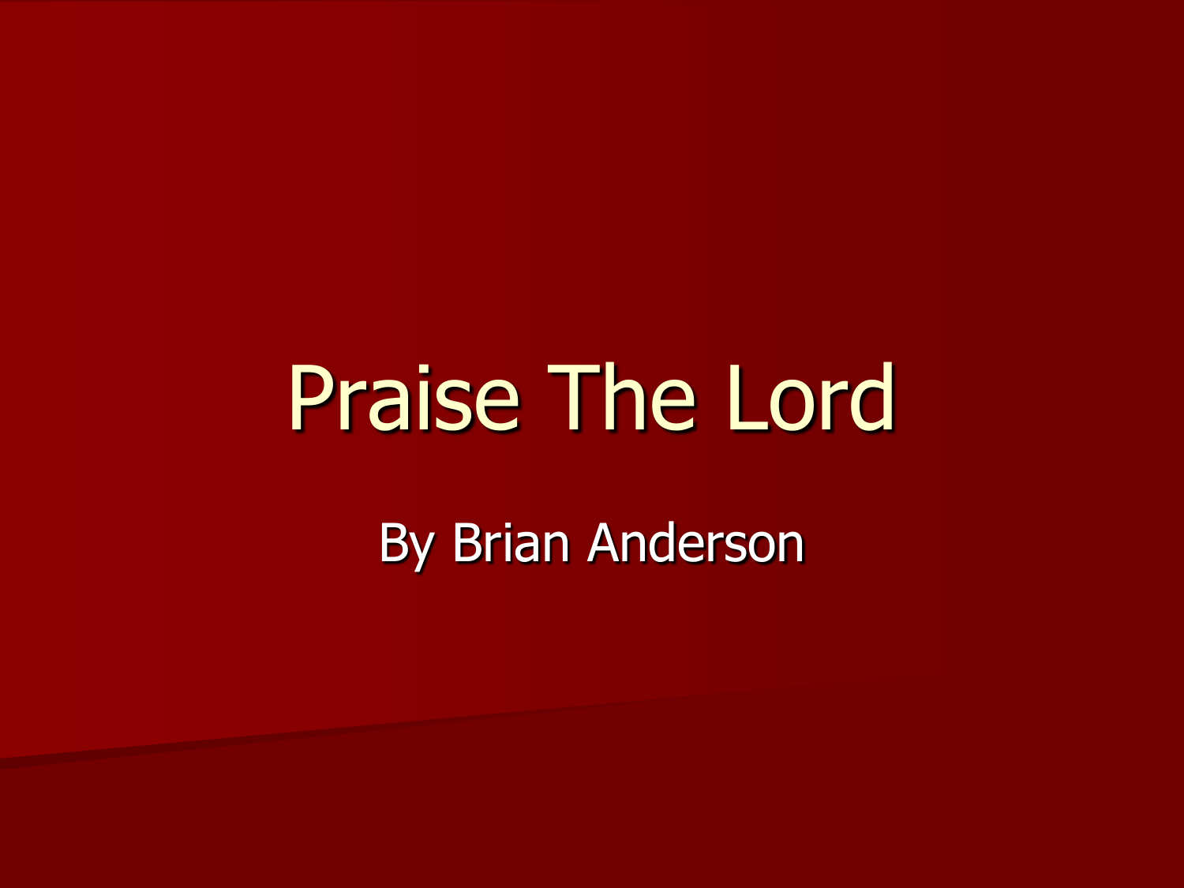# Praise The Lord

By Brian Anderson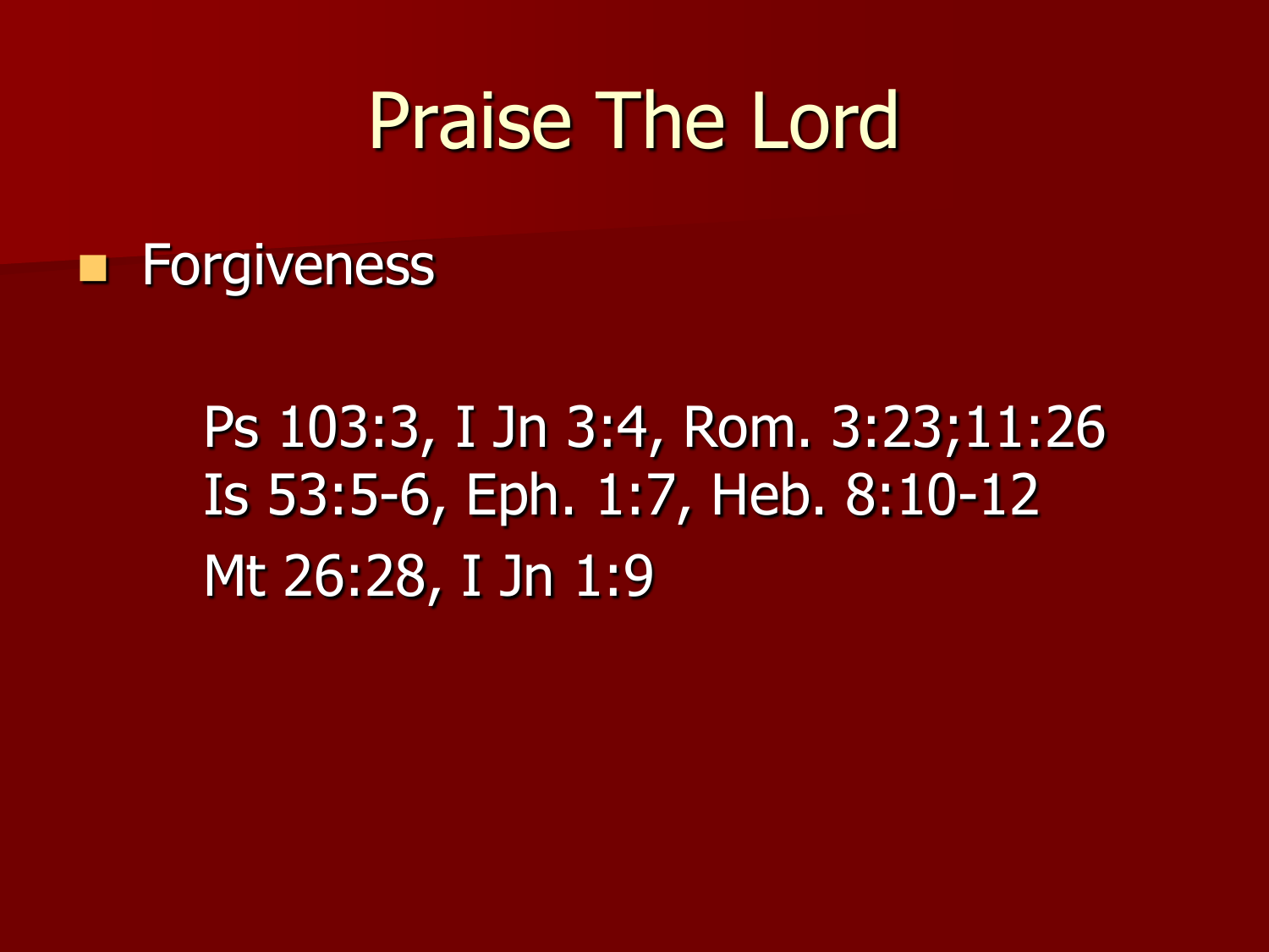# Praise The Lord

- Forgiveness

  Ps 103:3, I Jn 3:4, Rom. 3:23;11:26
  Is 53:5-6, Eph. 1:7, Heb. 8:10-12
  Mt 26:28, I Jn 1:9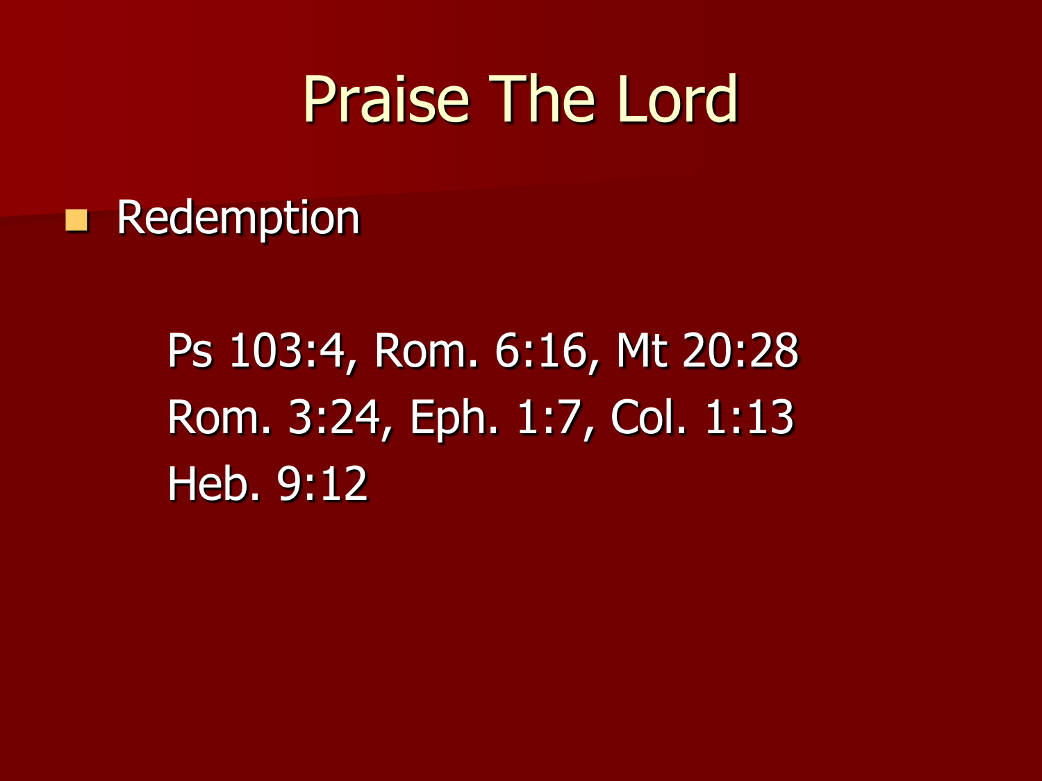# Praise The Lord

- Redemption

  Ps 103:4, Rom. 6:16, Mt 20:28
  Rom. 3:24, Eph. 1:7, Col. 1:13
  Heb. 9:12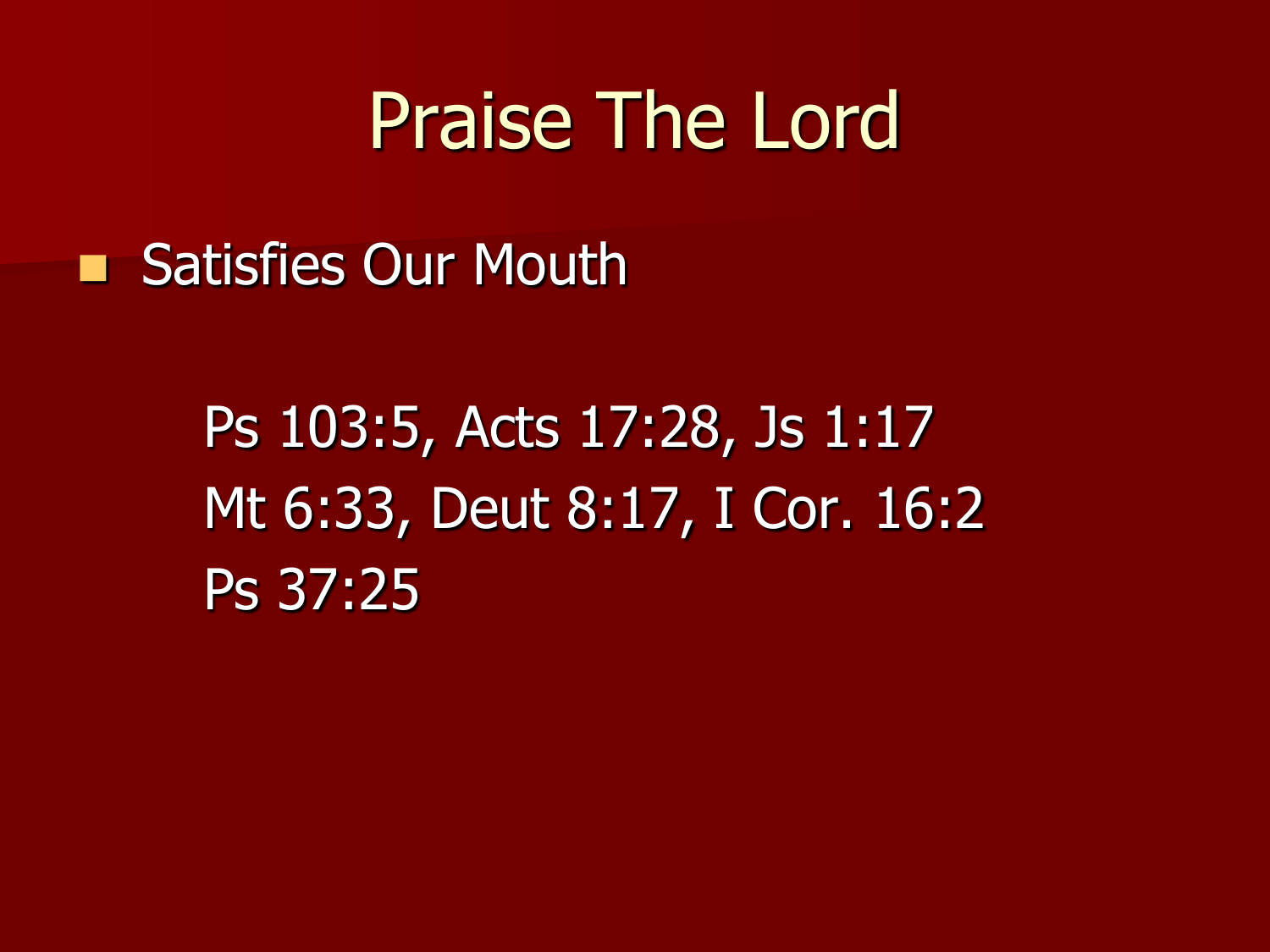# Praise The Lord

- Satisfies Our Mouth

  Ps 103:5, Acts 17:28, Js 1:17
  Mt 6:33, Deut 8:17, I Cor. 16:2
  Ps 37:25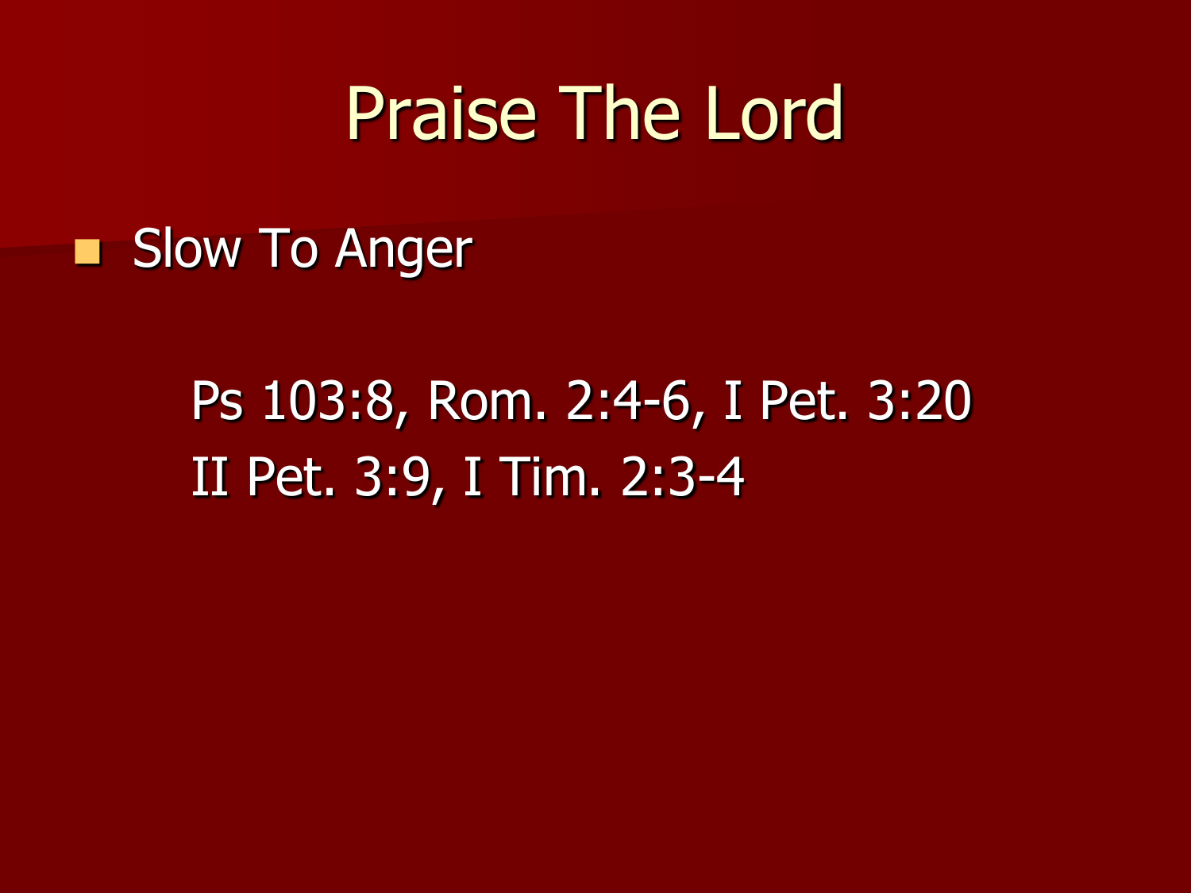# Praise The Lord

- Slow To Anger

  Ps 103:8, Rom. 2:4-6, I Pet. 3:20
  II Pet. 3:9, I Tim. 2:3-4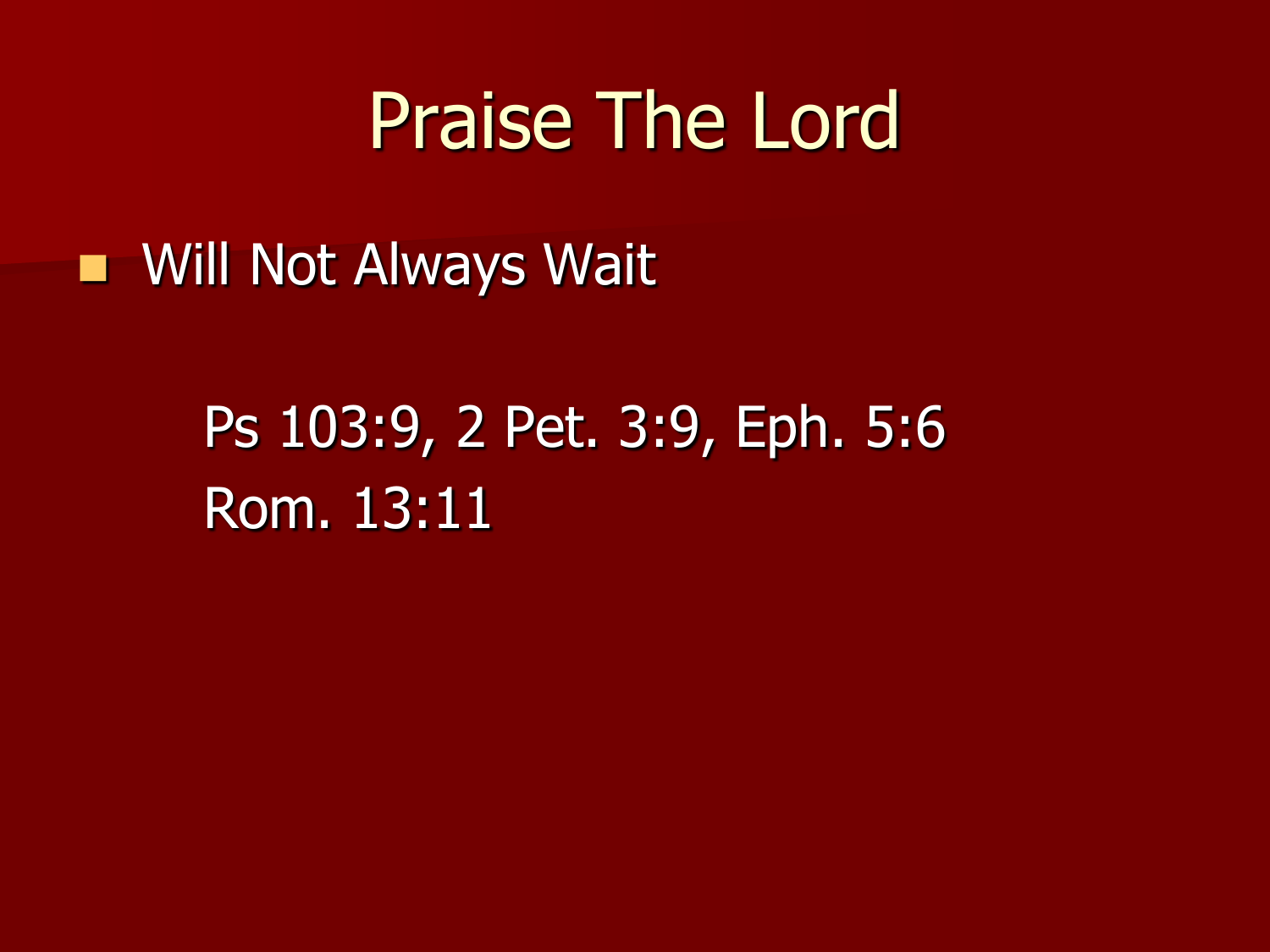# Praise The Lord

- Will Not Always Wait

  Ps 103:9, 2 Pet. 3:9, Eph. 5:6
  Rom. 13:11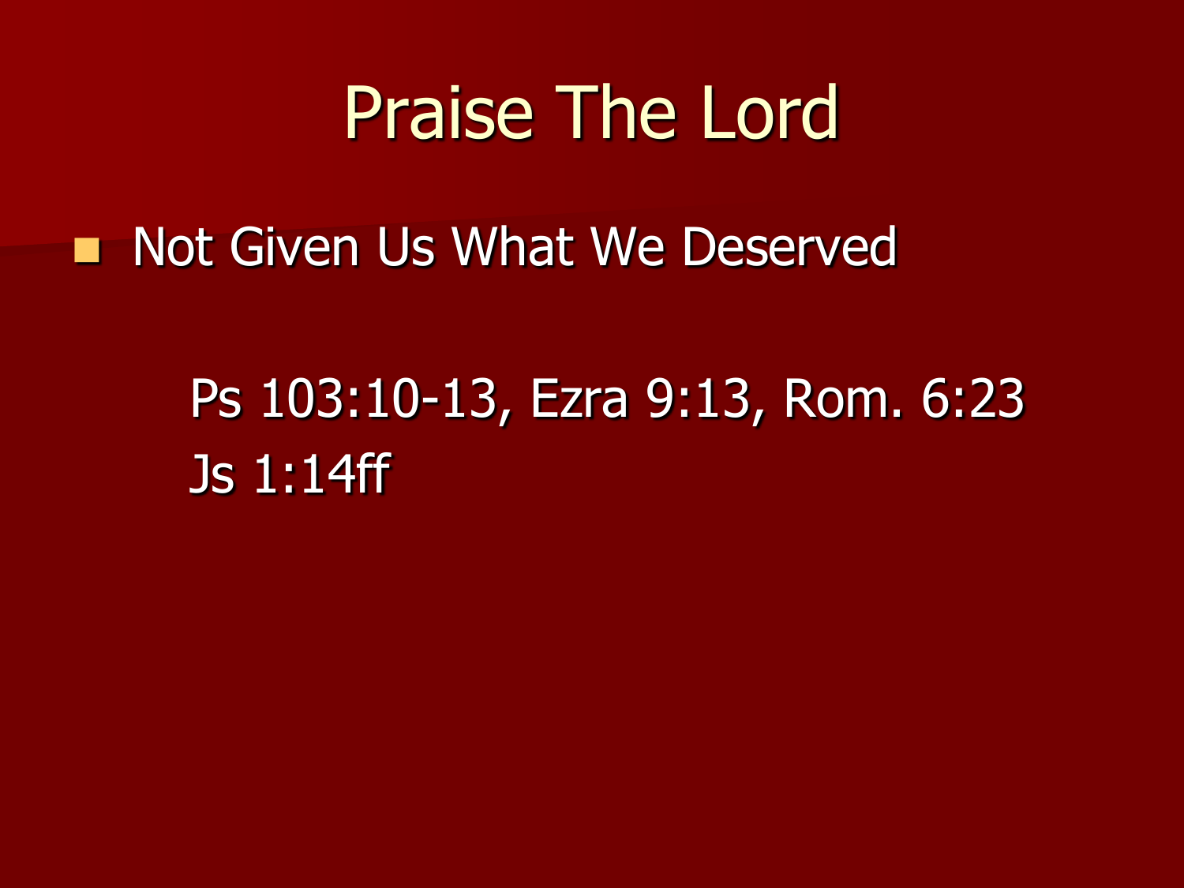# Praise The Lord

- Not Given Us What We Deserved

  Ps 103:10-13, Ezra 9:13, Rom. 6:23
  Js 1:14ff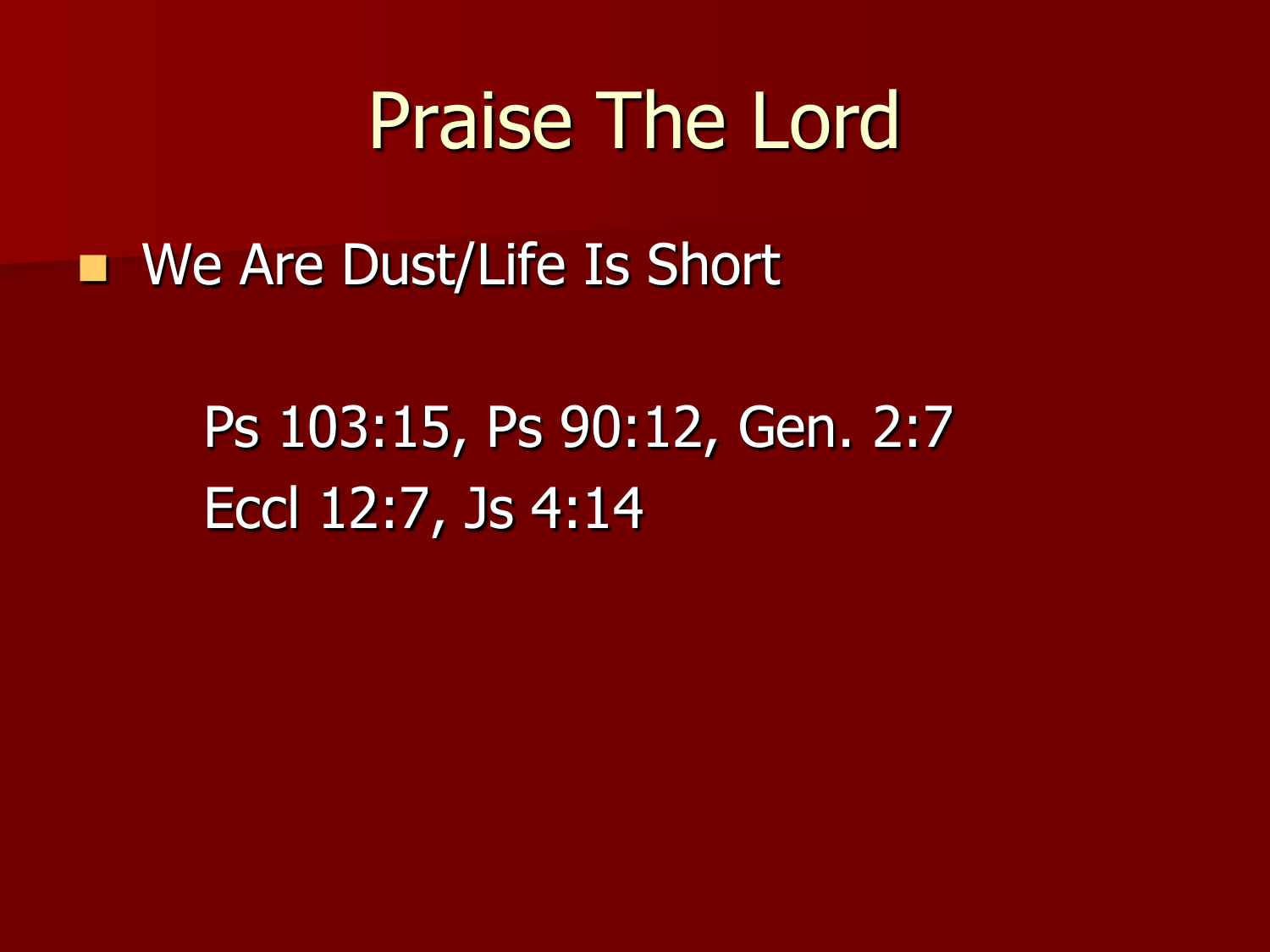# Praise The Lord

- We Are Dust/Life Is Short

  Ps 103:15, Ps 90:12, Gen. 2:7
  Eccl 12:7, Js 4:14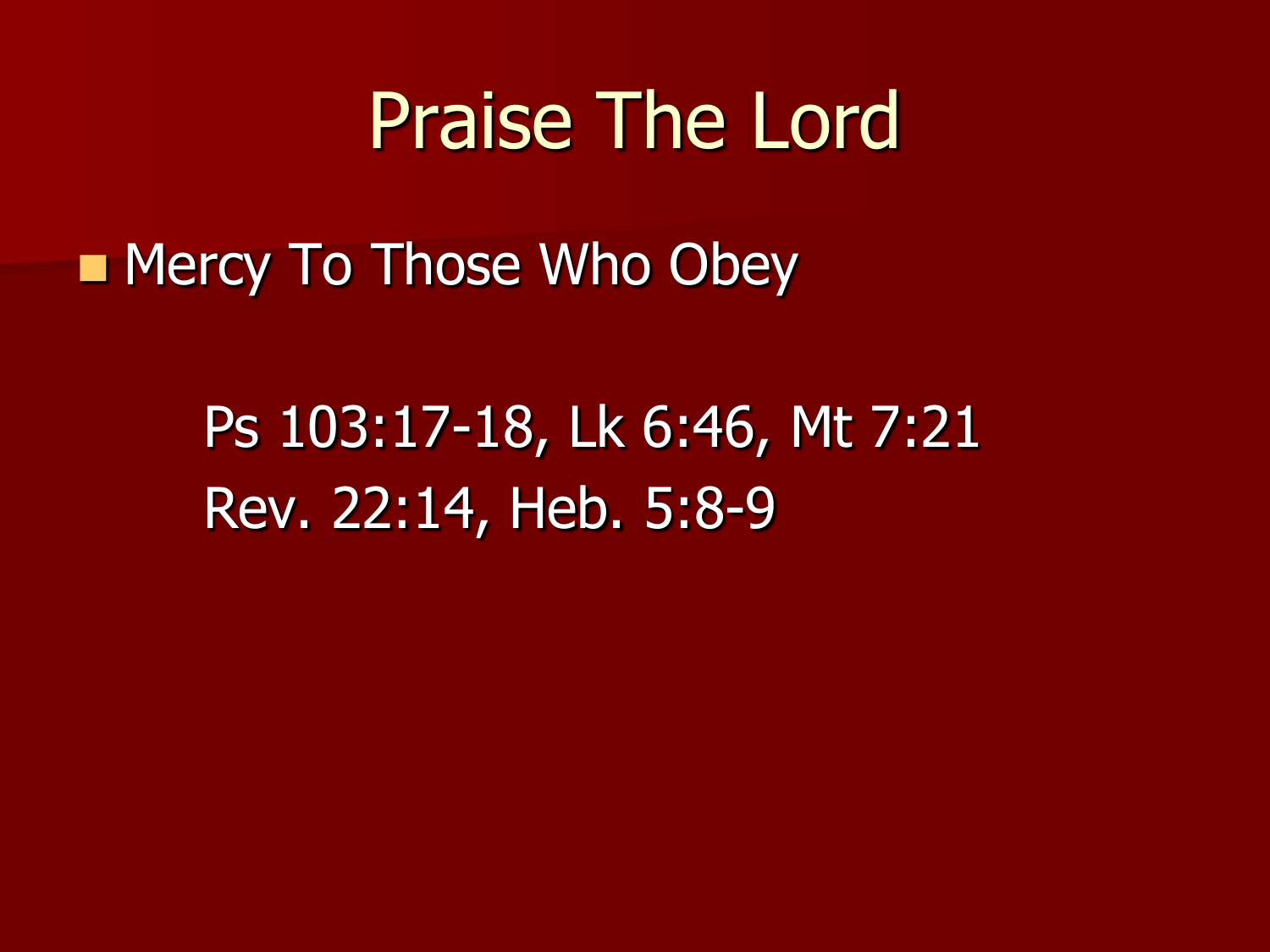# Praise The Lord

- Mercy To Those Who Obey

  Ps 103:17-18, Lk 6:46, Mt 7:21
  Rev. 22:14, Heb. 5:8-9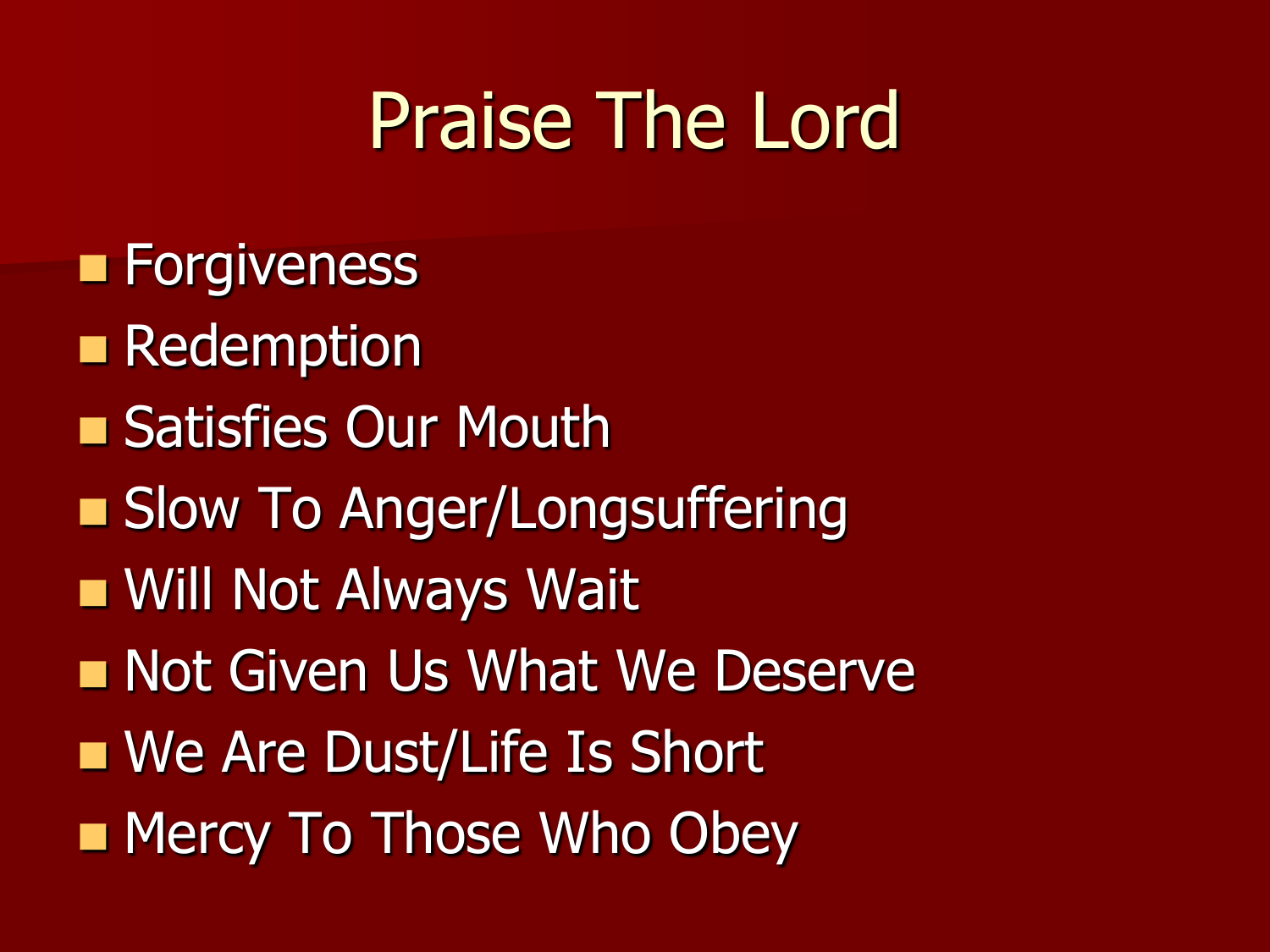# Praise The Lord

- Forgiveness
- Redemption
- Satisfies Our Mouth
- Slow To Anger/Longsuffering
- Will Not Always Wait
- Not Given Us What We Deserve
- We Are Dust/Life Is Short
- Mercy To Those Who Obey